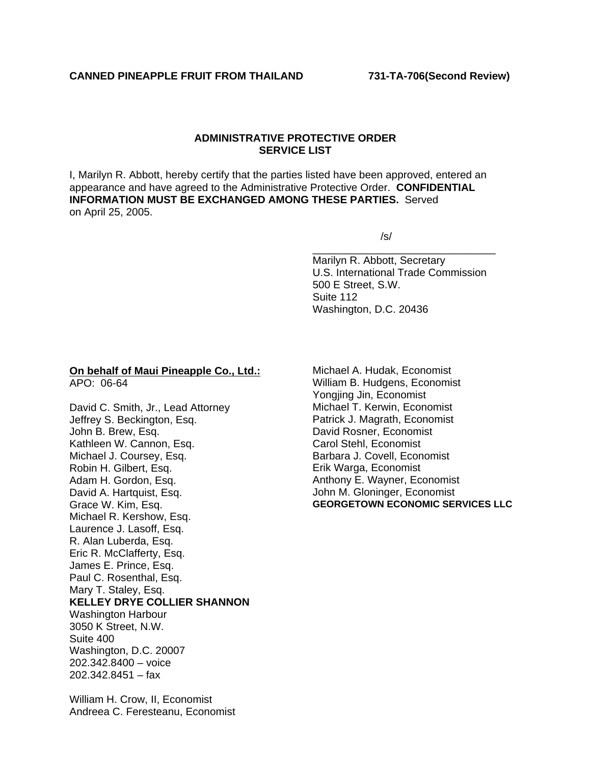**CANNED PINEAPPLE FRUIT FROM THAILAND** **731-TA-706(Second Review)**

## ADMINISTRATIVE PROTECTIVE ORDER SERVICE LIST

I, Marilyn R. Abbott, hereby certify that the parties listed have been approved, entered an appearance and have agreed to the Administrative Protective Order. **CONFIDENTIAL INFORMATION MUST BE EXCHANGED AMONG THESE PARTIES.** Served on April 25, 2005.

/s/

\_\_\_\_\_\_\_\_\_\_\_\_\_\_\_\_\_\_\_\_\_\_\_\_\_\_\_\_\_\_\_\_\_\_\_

Marilyn R. Abbott, Secretary
U.S. International Trade Commission
500 E Street, S.W.
Suite 112
Washington, D.C. 20436

**On behalf of Maui Pineapple Co., Ltd.:**
APO: 06-64

David C. Smith, Jr., Lead Attorney
Jeffrey S. Beckington, Esq.
John B. Brew, Esq.
Kathleen W. Cannon, Esq.
Michael J. Coursey, Esq.
Robin H. Gilbert, Esq.
Adam H. Gordon, Esq.
David A. Hartquist, Esq.
Grace W. Kim, Esq.
Michael R. Kershow, Esq.
Laurence J. Lasoff, Esq.
R. Alan Luberda, Esq.
Eric R. McClafferty, Esq.
James E. Prince, Esq.
Paul C. Rosenthal, Esq.
Mary T. Staley, Esq.
**KELLEY DRYE COLLIER SHANNON**
Washington Harbour
3050 K Street, N.W.
Suite 400
Washington, D.C. 20007
202.342.8400 – voice
202.342.8451 – fax

William H. Crow, II, Economist
Andreea C. Feresteanu, Economist
Michael A. Hudak, Economist
William B. Hudgens, Economist
Yongjing Jin, Economist
Michael T. Kerwin, Economist
Patrick J. Magrath, Economist
David Rosner, Economist
Carol Stehl, Economist
Barbara J. Covell, Economist
Erik Warga, Economist
Anthony E. Wayner, Economist
John M. Gloninger, Economist
**GEORGETOWN ECONOMIC SERVICES LLC**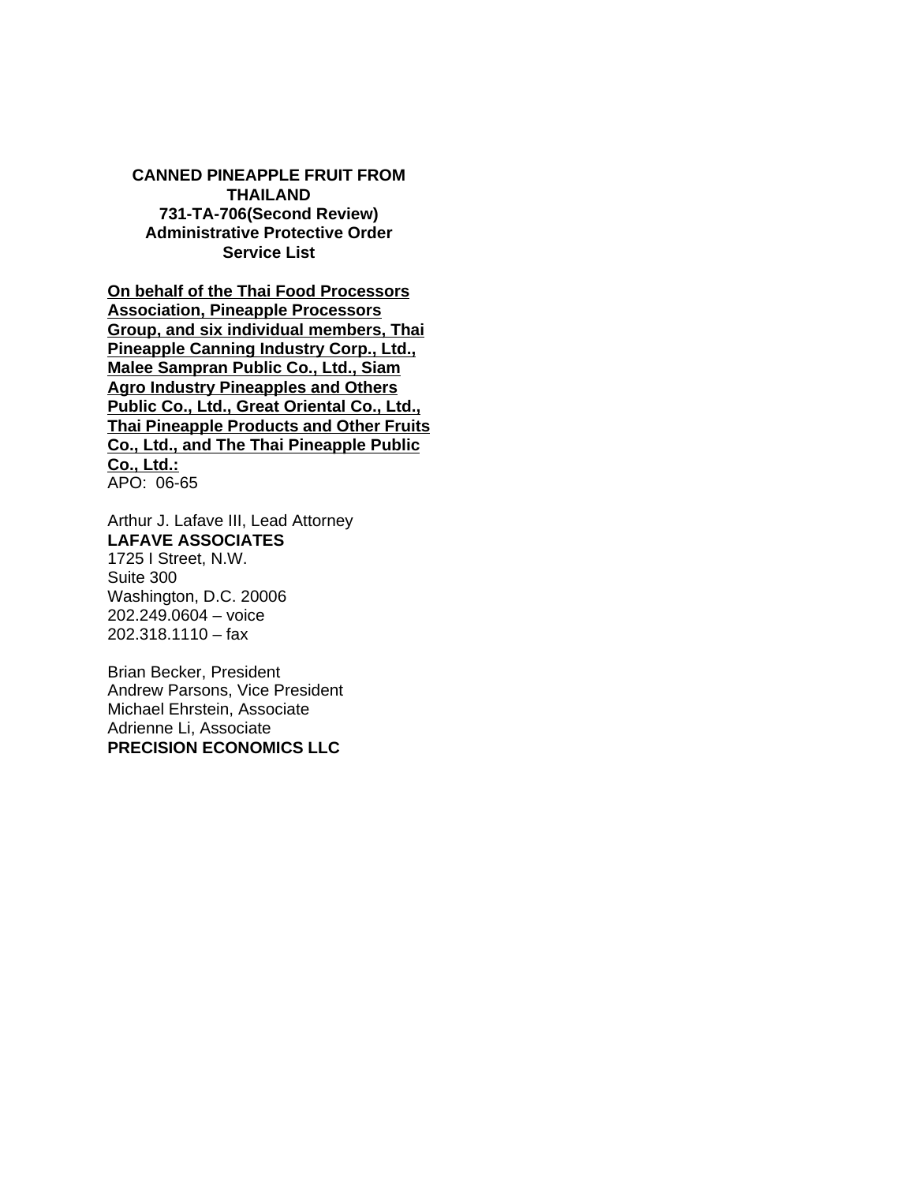**CANNED PINEAPPLE FRUIT FROM THAILAND**
**731-TA-706(Second Review)**
**Administrative Protective Order**
**Service List**

**On behalf of the Thai Food Processors Association, Pineapple Processors Group, and six individual members, Thai Pineapple Canning Industry Corp., Ltd., Malee Sampran Public Co., Ltd., Siam Agro Industry Pineapples and Others Public Co., Ltd., Great Oriental Co., Ltd., Thai Pineapple Products and Other Fruits Co., Ltd., and The Thai Pineapple Public Co., Ltd.:**
APO: 06-65

Arthur J. Lafave III, Lead Attorney
**LAFAVE ASSOCIATES**
1725 I Street, N.W.
Suite 300
Washington, D.C. 20006
202.249.0604 – voice
202.318.1110 – fax

Brian Becker, President
Andrew Parsons, Vice President
Michael Ehrstein, Associate
Adrienne Li, Associate
**PRECISION ECONOMICS LLC**